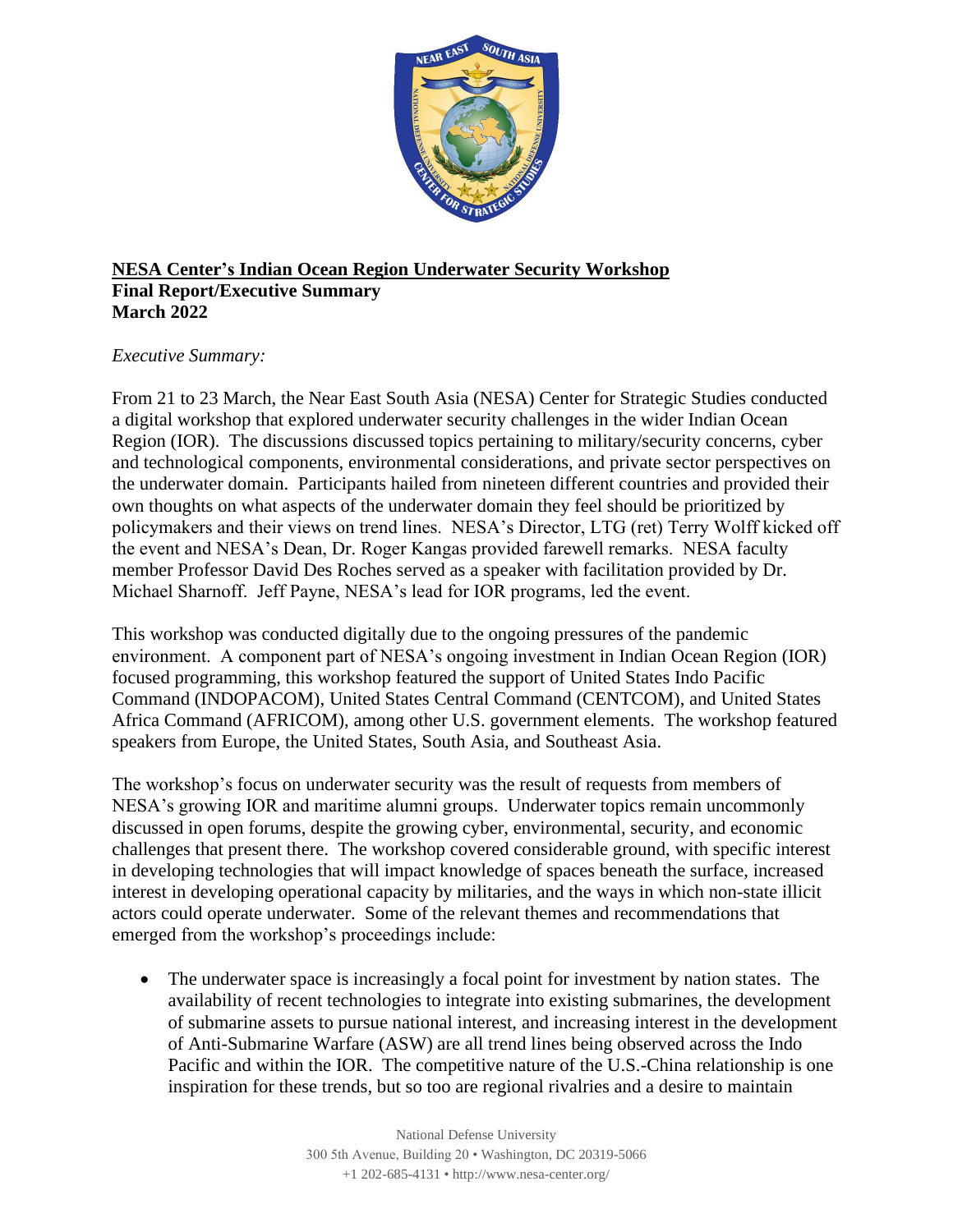**<u>NESA Center's Indian Ocean Region Underwater Security Workshop</u>**
**Final Report/Executive Summary**
**March 2022**

*Executive Summary:*

From 21 to 23 March, the Near East South Asia (NESA) Center for Strategic Studies conducted a digital workshop that explored underwater security challenges in the wider Indian Ocean Region (IOR). The discussions discussed topics pertaining to military/security concerns, cyber and technological components, environmental considerations, and private sector perspectives on the underwater domain. Participants hailed from nineteen different countries and provided their own thoughts on what aspects of the underwater domain they feel should be prioritized by policymakers and their views on trend lines. NESA's Director, LTG (ret) Terry Wolff kicked off the event and NESA's Dean, Dr. Roger Kangas provided farewell remarks. NESA faculty member Professor David Des Roches served as a speaker with facilitation provided by Dr. Michael Sharnoff. Jeff Payne, NESA's lead for IOR programs, led the event.

This workshop was conducted digitally due to the ongoing pressures of the pandemic environment. A component part of NESA's ongoing investment in Indian Ocean Region (IOR) focused programming, this workshop featured the support of United States Indo Pacific Command (INDOPACOM), United States Central Command (CENTCOM), and United States Africa Command (AFRICOM), among other U.S. government elements. The workshop featured speakers from Europe, the United States, South Asia, and Southeast Asia.

The workshop's focus on underwater security was the result of requests from members of NESA's growing IOR and maritime alumni groups. Underwater topics remain uncommonly discussed in open forums, despite the growing cyber, environmental, security, and economic challenges that present there. The workshop covered considerable ground, with specific interest in developing technologies that will impact knowledge of spaces beneath the surface, increased interest in developing operational capacity by militaries, and the ways in which non-state illicit actors could operate underwater. Some of the relevant themes and recommendations that emerged from the workshop's proceedings include:

- The underwater space is increasingly a focal point for investment by nation states. The availability of recent technologies to integrate into existing submarines, the development of submarine assets to pursue national interest, and increasing interest in the development of Anti-Submarine Warfare (ASW) are all trend lines being observed across the Indo Pacific and within the IOR. The competitive nature of the U.S.-China relationship is one inspiration for these trends, but so too are regional rivalries and a desire to maintain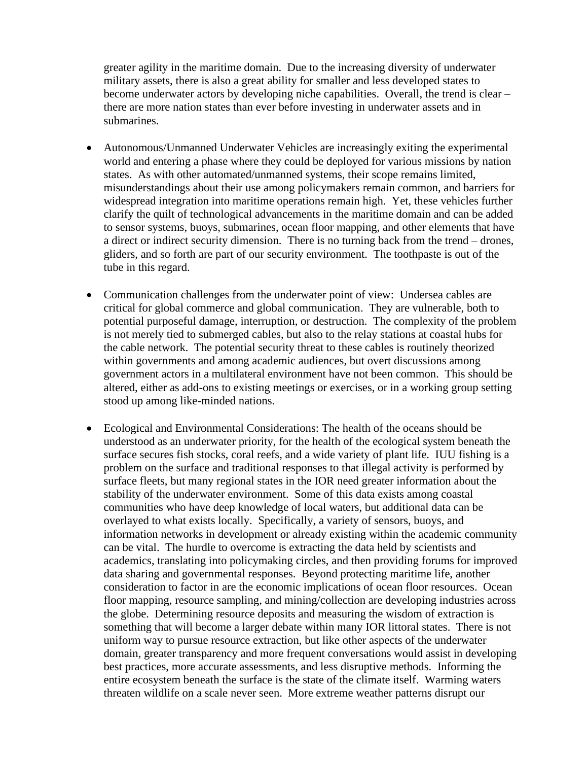greater agility in the maritime domain. Due to the increasing diversity of underwater military assets, there is also a great ability for smaller and less developed states to become underwater actors by developing niche capabilities. Overall, the trend is clear – there are more nation states than ever before investing in underwater assets and in submarines.

- Autonomous/Unmanned Underwater Vehicles are increasingly exiting the experimental world and entering a phase where they could be deployed for various missions by nation states. As with other automated/unmanned systems, their scope remains limited, misunderstandings about their use among policymakers remain common, and barriers for widespread integration into maritime operations remain high. Yet, these vehicles further clarify the quilt of technological advancements in the maritime domain and can be added to sensor systems, buoys, submarines, ocean floor mapping, and other elements that have a direct or indirect security dimension. There is no turning back from the trend – drones, gliders, and so forth are part of our security environment. The toothpaste is out of the tube in this regard.

- Communication challenges from the underwater point of view: Undersea cables are critical for global commerce and global communication. They are vulnerable, both to potential purposeful damage, interruption, or destruction. The complexity of the problem is not merely tied to submerged cables, but also to the relay stations at coastal hubs for the cable network. The potential security threat to these cables is routinely theorized within governments and among academic audiences, but overt discussions among government actors in a multilateral environment have not been common. This should be altered, either as add-ons to existing meetings or exercises, or in a working group setting stood up among like-minded nations.

- Ecological and Environmental Considerations: The health of the oceans should be understood as an underwater priority, for the health of the ecological system beneath the surface secures fish stocks, coral reefs, and a wide variety of plant life. IUU fishing is a problem on the surface and traditional responses to that illegal activity is performed by surface fleets, but many regional states in the IOR need greater information about the stability of the underwater environment. Some of this data exists among coastal communities who have deep knowledge of local waters, but additional data can be overlayed to what exists locally. Specifically, a variety of sensors, buoys, and information networks in development or already existing within the academic community can be vital. The hurdle to overcome is extracting the data held by scientists and academics, translating into policymaking circles, and then providing forums for improved data sharing and governmental responses. Beyond protecting maritime life, another consideration to factor in are the economic implications of ocean floor resources. Ocean floor mapping, resource sampling, and mining/collection are developing industries across the globe. Determining resource deposits and measuring the wisdom of extraction is something that will become a larger debate within many IOR littoral states. There is not uniform way to pursue resource extraction, but like other aspects of the underwater domain, greater transparency and more frequent conversations would assist in developing best practices, more accurate assessments, and less disruptive methods. Informing the entire ecosystem beneath the surface is the state of the climate itself. Warming waters threaten wildlife on a scale never seen. More extreme weather patterns disrupt our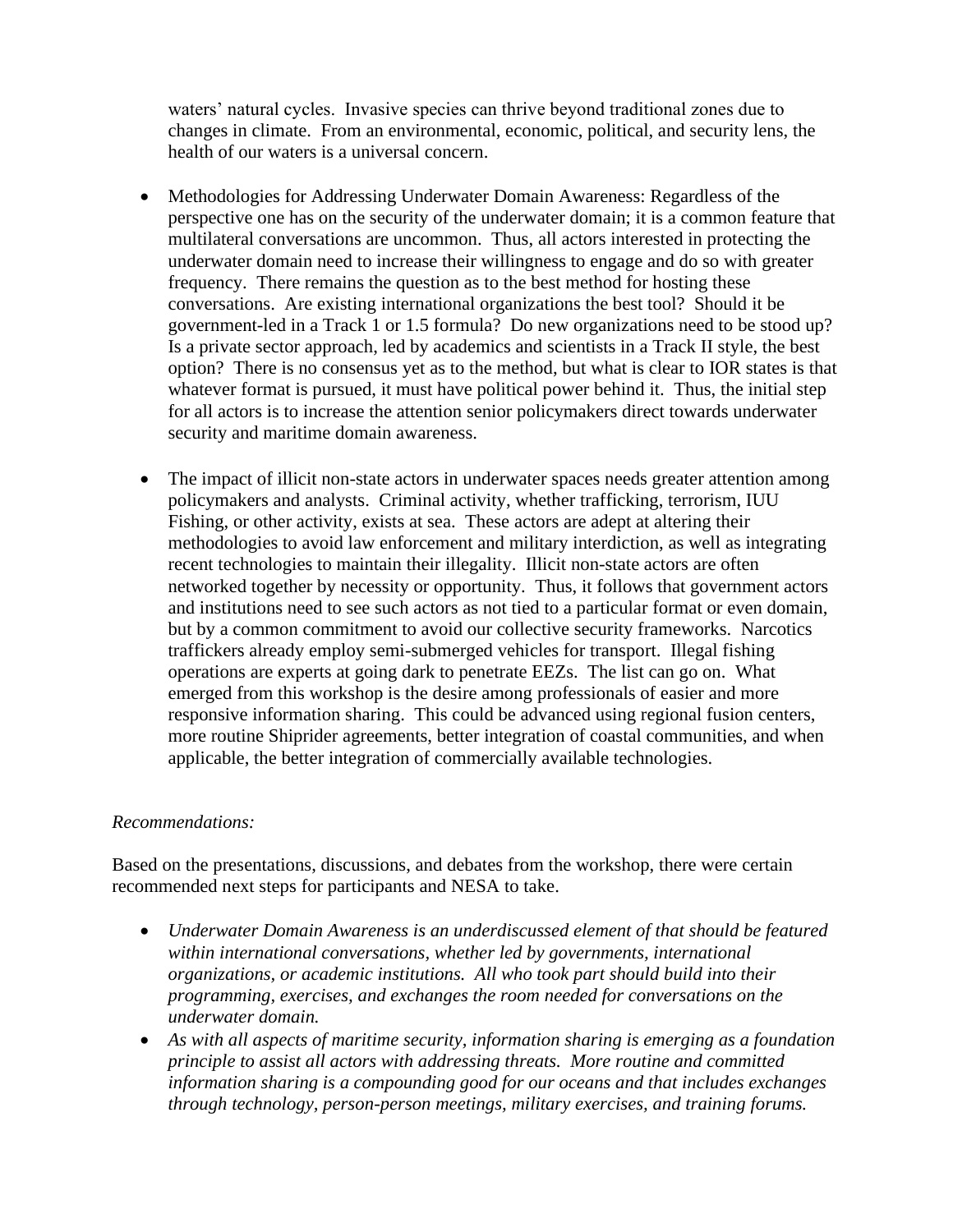waters' natural cycles. Invasive species can thrive beyond traditional zones due to changes in climate. From an environmental, economic, political, and security lens, the health of our waters is a universal concern.

- Methodologies for Addressing Underwater Domain Awareness: Regardless of the perspective one has on the security of the underwater domain; it is a common feature that multilateral conversations are uncommon. Thus, all actors interested in protecting the underwater domain need to increase their willingness to engage and do so with greater frequency. There remains the question as to the best method for hosting these conversations. Are existing international organizations the best tool? Should it be government-led in a Track 1 or 1.5 formula? Do new organizations need to be stood up? Is a private sector approach, led by academics and scientists in a Track II style, the best option? There is no consensus yet as to the method, but what is clear to IOR states is that whatever format is pursued, it must have political power behind it. Thus, the initial step for all actors is to increase the attention senior policymakers direct towards underwater security and maritime domain awareness.

- The impact of illicit non-state actors in underwater spaces needs greater attention among policymakers and analysts. Criminal activity, whether trafficking, terrorism, IUU Fishing, or other activity, exists at sea. These actors are adept at altering their methodologies to avoid law enforcement and military interdiction, as well as integrating recent technologies to maintain their illegality. Illicit non-state actors are often networked together by necessity or opportunity. Thus, it follows that government actors and institutions need to see such actors as not tied to a particular format or even domain, but by a common commitment to avoid our collective security frameworks. Narcotics traffickers already employ semi-submerged vehicles for transport. Illegal fishing operations are experts at going dark to penetrate EEZs. The list can go on. What emerged from this workshop is the desire among professionals of easier and more responsive information sharing. This could be advanced using regional fusion centers, more routine Shiprider agreements, better integration of coastal communities, and when applicable, the better integration of commercially available technologies.

*Recommendations:*

Based on the presentations, discussions, and debates from the workshop, there were certain recommended next steps for participants and NESA to take.

- *Underwater Domain Awareness is an underdiscussed element of that should be featured within international conversations, whether led by governments, international organizations, or academic institutions. All who took part should build into their programming, exercises, and exchanges the room needed for conversations on the underwater domain.*
- *As with all aspects of maritime security, information sharing is emerging as a foundation principle to assist all actors with addressing threats. More routine and committed information sharing is a compounding good for our oceans and that includes exchanges through technology, person-person meetings, military exercises, and training forums.*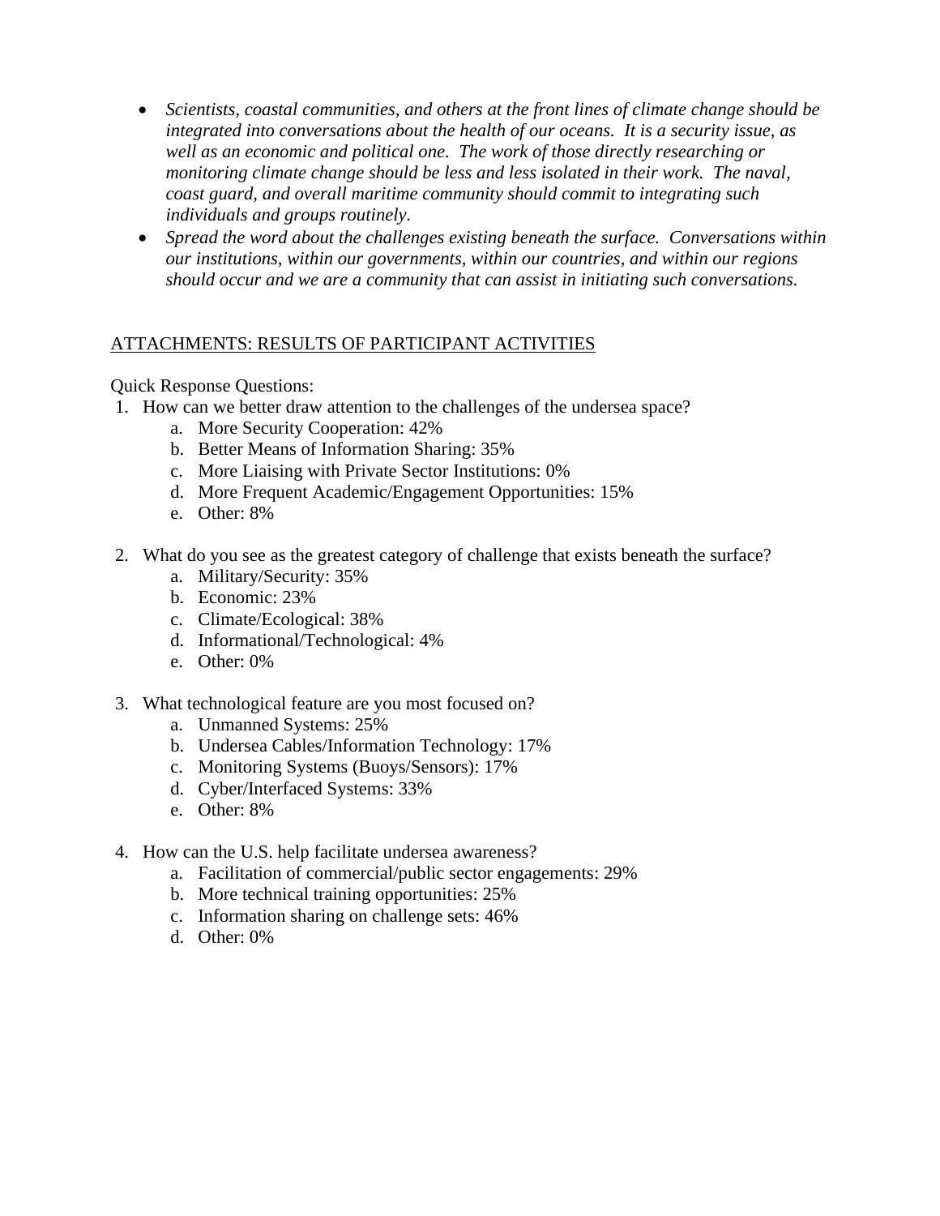- *Scientists, coastal communities, and others at the front lines of climate change should be integrated into conversations about the health of our oceans. It is a security issue, as well as an economic and political one. The work of those directly researching or monitoring climate change should be less and less isolated in their work. The naval, coast guard, and overall maritime community should commit to integrating such individuals and groups routinely.*
- *Spread the word about the challenges existing beneath the surface. Conversations within our institutions, within our governments, within our countries, and within our regions should occur and we are a community that can assist in initiating such conversations.*

<u>ATTACHMENTS: RESULTS OF PARTICIPANT ACTIVITIES</u>

Quick Response Questions:

1. How can we better draw attention to the challenges of the undersea space?
   a. More Security Cooperation: 42%
   b. Better Means of Information Sharing: 35%
   c. More Liaising with Private Sector Institutions: 0%
   d. More Frequent Academic/Engagement Opportunities: 15%
   e. Other: 8%

2. What do you see as the greatest category of challenge that exists beneath the surface?
   a. Military/Security: 35%
   b. Economic: 23%
   c. Climate/Ecological: 38%
   d. Informational/Technological: 4%
   e. Other: 0%

3. What technological feature are you most focused on?
   a. Unmanned Systems: 25%
   b. Undersea Cables/Information Technology: 17%
   c. Monitoring Systems (Buoys/Sensors): 17%
   d. Cyber/Interfaced Systems: 33%
   e. Other: 8%

4. How can the U.S. help facilitate undersea awareness?
   a. Facilitation of commercial/public sector engagements: 29%
   b. More technical training opportunities: 25%
   c. Information sharing on challenge sets: 46%
   d. Other: 0%